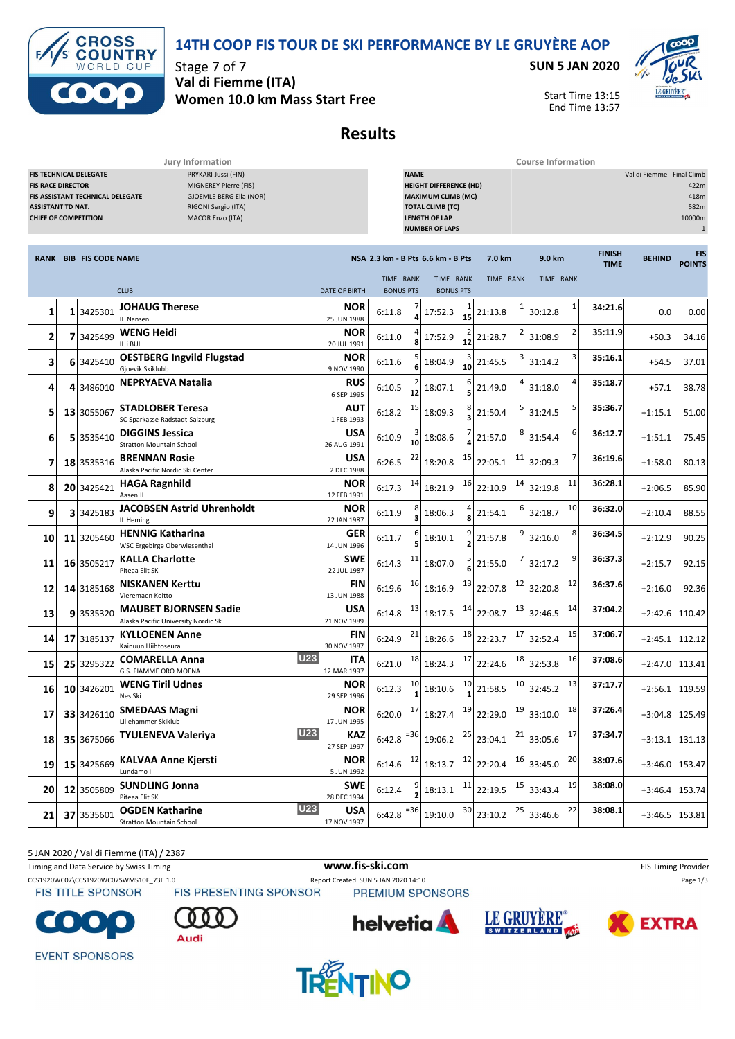# 14TH COOP FIS TOUR DE SKI PERFORMANCE BY LE GRUYÈRE AOP

Stage 7 of 7
**Val di Fiemme (ITA)**
**Women 10.0 km Mass Start Free**

**SUN 5 JAN 2020**

Start Time 13:15
End Time 13:57

## Results

| Jury Information | |
|---|---|
| FIS TECHNICAL DELEGATE | PRYKARI Jussi (FIN) |
| FIS RACE DIRECTOR | MIGNEREY Pierre (FIS) |
| FIS ASSISTANT TECHNICAL DELEGATE | GJOEMLE BERG Ella (NOR) |
| ASSISTANT TD NAT. | RIGONI Sergio (ITA) |
| CHIEF OF COMPETITION | MACOR Enzo (ITA) |

| Course Information | |
|---|---|
| NAME | Val di Fiemme - Final Climb |
| HEIGHT DIFFERENCE (HD) | 422m |
| MAXIMUM CLIMB (MC) | 418m |
| TOTAL CLIMB (TC) | 582m |
| LENGTH OF LAP | 10000m |
| NUMBER OF LAPS | 1 |

| RANK | BIB | FIS CODE | NAME / CLUB | NSA / DATE OF BIRTH | 2.3 km - B Pts TIME | RANK / BONUS PTS | 6.6 km - B Pts TIME | RANK / BONUS PTS | 7.0 km TIME | RANK | 9.0 km TIME | RANK | FINISH TIME | BEHIND | FIS POINTS |
|---|---|---|---|---|---|---|---|---|---|---|---|---|---|---|---|
| 1 | 1 | 3425301 | **JOHAUG Therese** IL Nansen | NOR 25 JUN 1988 | 6:11.8 | 7 / 4 | 17:52.3 | 1 / 15 | 21:13.8 | 1 | 30:12.8 | 1 | 34:21.6 | 0.0 | 0.00 |
| 2 | 7 | 3425499 | **WENG Heidi** IL i BUL | NOR 20 JUL 1991 | 6:11.0 | 4 / 8 | 17:52.9 | 2 / 12 | 21:28.7 | 2 | 31:08.9 | 2 | 35:11.9 | +50.3 | 34.16 |
| 3 | 6 | 3425410 | **OESTBERG Ingvild Flugstad** Gjoevik Skiklubb | NOR 9 NOV 1990 | 6:11.6 | 5 / 6 | 18:04.9 | 3 / 10 | 21:45.5 | 3 | 31:14.2 | 3 | 35:16.1 | +54.5 | 37.01 |
| 4 | 4 | 3486010 | **NEPRYAEVA Natalia** | RUS 6 SEP 1995 | 6:10.5 | 2 / 12 | 18:07.1 | 6 / 5 | 21:49.0 | 4 | 31:18.0 | 4 | 35:18.7 | +57.1 | 38.78 |
| 5 | 13 | 3055067 | **STADLOBER Teresa** SC Sparkasse Radstadt-Salzburg | AUT 1 FEB 1993 | 6:18.2 | 15 | 18:09.3 | 8 / 3 | 21:50.4 | 5 | 31:24.5 | 5 | 35:36.7 | +1:15.1 | 51.00 |
| 6 | 5 | 3535410 | **DIGGINS Jessica** Stratton Mountain School | USA 26 AUG 1991 | 6:10.9 | 3 / 10 | 18:08.6 | 7 / 4 | 21:57.0 | 8 | 31:54.4 | 6 | 36:12.7 | +1:51.1 | 75.45 |
| 7 | 18 | 3535316 | **BRENNAN Rosie** Alaska Pacific Nordic Ski Center | USA 2 DEC 1988 | 6:26.5 | 22 | 18:20.8 | 15 | 22:05.1 | 11 | 32:09.3 | 7 | 36:19.6 | +1:58.0 | 80.13 |
| 8 | 20 | 3425421 | **HAGA Ragnhild** Aasen IL | NOR 12 FEB 1991 | 6:17.3 | 14 | 18:21.9 | 16 | 22:10.9 | 14 | 32:19.8 | 11 | 36:28.1 | +2:06.5 | 85.90 |
| 9 | 3 | 3425183 | **JACOBSEN Astrid Uhrenholdt** IL Heming | NOR 22 JAN 1987 | 6:11.9 | 8 / 3 | 18:06.3 | 4 / 8 | 21:54.1 | 6 | 32:18.7 | 10 | 36:32.0 | +2:10.4 | 88.55 |
| 10 | 11 | 3205460 | **HENNIG Katharina** WSC Ergebirge Oberwiesenthal | GER 14 JUN 1996 | 6:11.7 | 6 / 5 | 18:10.1 | 9 / 2 | 21:57.8 | 9 | 32:16.0 | 8 | 36:34.5 | +2:12.9 | 90.25 |
| 11 | 16 | 3505217 | **KALLA Charlotte** Piteaa Elit SK | SWE 22 JUL 1987 | 6:14.3 | 11 | 18:07.0 | 5 / 6 | 21:55.0 | 7 | 32:17.2 | 9 | 36:37.3 | +2:15.7 | 92.15 |
| 12 | 14 | 3185168 | **NISKANEN Kerttu** Vieremaen Koitto | FIN 13 JUN 1988 | 6:19.6 | 16 | 18:16.9 | 13 | 22:07.8 | 12 | 32:20.8 | 12 | 36:37.6 | +2:16.0 | 92.36 |
| 13 | 9 | 3535320 | **MAUBET BJORNSEN Sadie** Alaska Pacific University Nordic Sk | USA 21 NOV 1989 | 6:14.8 | 13 | 18:17.5 | 14 | 22:08.7 | 13 | 32:46.5 | 14 | 37:04.2 | +2:42.6 | 110.42 |
| 14 | 17 | 3185137 | **KYLLOENEN Anne** Kainuun Hiihtoseura | FIN 30 NOV 1987 | 6:24.9 | 21 | 18:26.6 | 18 | 22:23.7 | 17 | 32:52.4 | 15 | 37:06.7 | +2:45.1 | 112.12 |
| 15 | 25 | 3295322 | **COMARELLA Anna** U23 G.S. FIAMME ORO MOENA | ITA 12 MAR 1997 | 6:21.0 | 18 | 18:24.3 | 17 | 22:24.6 | 18 | 32:53.8 | 16 | 37:08.6 | +2:47.0 | 113.41 |
| 16 | 10 | 3426201 | **WENG Tiril Udnes** Nes Ski | NOR 29 SEP 1996 | 6:12.3 | 10 / 1 | 18:10.6 | 10 / 1 | 21:58.5 | 10 | 32:45.2 | 13 | 37:17.7 | +2:56.1 | 119.59 |
| 17 | 33 | 3426110 | **SMEDAAS Magni** Lillehammer Skiklub | NOR 17 JUN 1995 | 6:20.0 | 17 | 18:27.4 | 19 | 22:29.0 | 19 | 33:10.0 | 18 | 37:26.4 | +3:04.8 | 125.49 |
| 18 | 35 | 3675066 | **TYULENEVA Valeriya** U23 | KAZ 27 SEP 1997 | 6:42.8 | =36 | 19:06.2 | 25 | 23:04.1 | 21 | 33:05.6 | 17 | 37:34.7 | +3:13.1 | 131.13 |
| 19 | 15 | 3425669 | **KALVAA Anne Kjersti** Lundamo Il | NOR 5 JUN 1992 | 6:14.6 | 12 | 18:13.7 | 12 | 22:20.4 | 16 | 33:45.0 | 20 | 38:07.6 | +3:46.0 | 153.47 |
| 20 | 12 | 3505809 | **SUNDLING Jonna** Piteaa Elit SK | SWE 28 DEC 1994 | 6:12.4 | 9 / 2 | 18:13.1 | 11 | 22:19.5 | 15 | 33:43.4 | 19 | 38:08.0 | +3:46.4 | 153.74 |
| 21 | 37 | 3535601 | **OGDEN Katharine** U23 Stratton Mountain School | USA 17 NOV 1997 | 6:42.8 | =36 | 19:10.0 | 30 | 23:10.2 | 25 | 33:46.6 | 22 | 38:08.1 | +3:46.5 | 153.81 |

5 JAN 2020 / Val di Fiemme (ITA) / 2387

Timing and Data Service by Swiss Timing — www.fis-ski.com — FIS Timing Provider

CCS1920WC07\CCS1920WC07SWMS10F_73E 1.0 — Report Created SUN 5 JAN 2020 14:10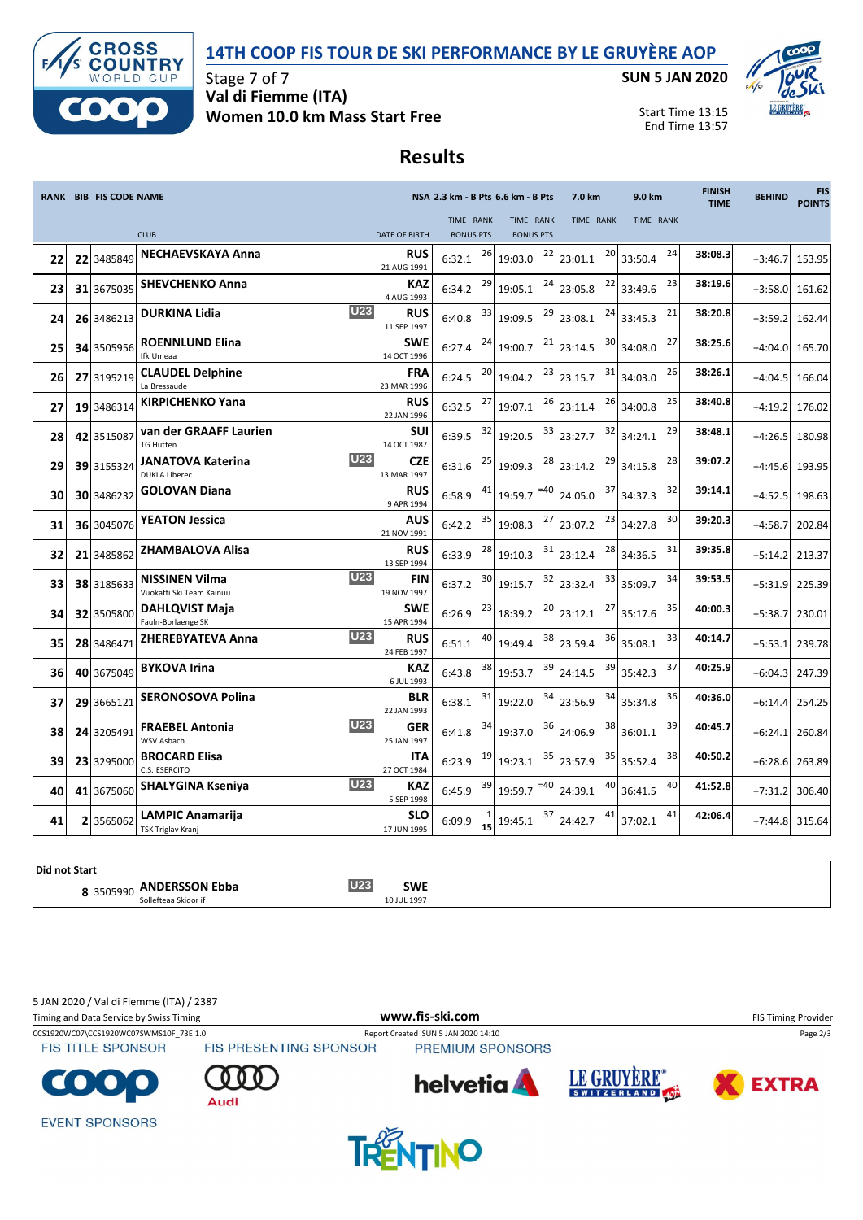# 14TH COOP FIS TOUR DE SKI PERFORMANCE BY LE GRUYÈRE AOP

Stage 7 of 7
**Val di Fiemme (ITA)**
**Women 10.0 km Mass Start Free**

**SUN 5 JAN 2020**

Start Time 13:15
End Time 13:57

## Results

| RANK | BIB | FIS CODE | NAME / CLUB | | NSA / DATE OF BIRTH | 2.3 km - B Pts TIME | RANK / BONUS PTS | 6.6 km - B Pts TIME | RANK / BONUS PTS | 7.0 km TIME | RANK | 9.0 km TIME | RANK | FINISH TIME | BEHIND | FIS POINTS |
|---|---|---|---|---|---|---|---|---|---|---|---|---|---|---|---|---|
| 22 | 22 | 3485849 | **NECHAEVSKAYA Anna** | | RUS 21 AUG 1991 | 6:32.1 | 26 | 19:03.0 | 22 | 23:01.1 | 20 | 33:50.4 | 24 | 38:08.3 | +3:46.7 | 153.95 |
| 23 | 31 | 3675035 | **SHEVCHENKO Anna** | | KAZ 4 AUG 1993 | 6:34.2 | 29 | 19:05.1 | 24 | 23:05.8 | 22 | 33:49.6 | 23 | 38:19.6 | +3:58.0 | 161.62 |
| 24 | 26 | 3486213 | **DURKINA Lidia** | U23 | RUS 11 SEP 1997 | 6:40.8 | 33 | 19:09.5 | 29 | 23:08.1 | 24 | 33:45.3 | 21 | 38:20.8 | +3:59.2 | 162.44 |
| 25 | 34 | 3505956 | **ROENNLUND Elina** Ifk Umeaa | | SWE 14 OCT 1996 | 6:27.4 | 24 | 19:00.7 | 21 | 23:14.5 | 30 | 34:08.0 | 27 | 38:25.6 | +4:04.0 | 165.70 |
| 26 | 27 | 3195219 | **CLAUDEL Delphine** La Bressaude | | FRA 23 MAR 1996 | 6:24.5 | 20 | 19:04.2 | 23 | 23:15.7 | 31 | 34:03.0 | 26 | 38:26.1 | +4:04.5 | 166.04 |
| 27 | 19 | 3486314 | **KIRPICHENKO Yana** | | RUS 22 JAN 1996 | 6:32.5 | 27 | 19:07.1 | 26 | 23:11.4 | 26 | 34:00.8 | 25 | 38:40.8 | +4:19.2 | 176.02 |
| 28 | 42 | 3515087 | **van der GRAAFF Laurien** TG Hutten | | SUI 14 OCT 1987 | 6:39.5 | 32 | 19:20.5 | 33 | 23:27.7 | 32 | 34:24.1 | 29 | 38:48.1 | +4:26.5 | 180.98 |
| 29 | 39 | 3155324 | **JANATOVA Katerina** DUKLA Liberec | U23 | CZE 13 MAR 1997 | 6:31.6 | 25 | 19:09.3 | 28 | 23:14.2 | 29 | 34:15.8 | 28 | 39:07.2 | +4:45.6 | 193.95 |
| 30 | 30 | 3486232 | **GOLOVAN Diana** | | RUS 9 APR 1994 | 6:58.9 | 41 | 19:59.7 | =40 | 24:05.0 | 37 | 34:37.3 | 32 | 39:14.1 | +4:52.5 | 198.63 |
| 31 | 36 | 3045076 | **YEATON Jessica** | | AUS 21 NOV 1991 | 6:42.2 | 35 | 19:08.3 | 27 | 23:07.2 | 23 | 34:27.8 | 30 | 39:20.3 | +4:58.7 | 202.84 |
| 32 | 21 | 3485862 | **ZHAMBALOVA Alisa** | | RUS 13 SEP 1994 | 6:33.9 | 28 | 19:10.3 | 31 | 23:12.4 | 28 | 34:36.5 | 31 | 39:35.8 | +5:14.2 | 213.37 |
| 33 | 38 | 3185633 | **NISSINEN Vilma** Vuokatti Ski Team Kainuu | U23 | FIN 19 NOV 1997 | 6:37.2 | 30 | 19:15.7 | 32 | 23:32.4 | 33 | 35:09.7 | 34 | 39:53.5 | +5:31.9 | 225.39 |
| 34 | 32 | 3505800 | **DAHLQVIST Maja** Fauln-Borlaenge SK | | SWE 15 APR 1994 | 6:26.9 | 23 | 18:39.2 | 20 | 23:12.1 | 27 | 35:17.6 | 35 | 40:00.3 | +5:38.7 | 230.01 |
| 35 | 28 | 3486471 | **ZHEREBYATEVA Anna** | U23 | RUS 24 FEB 1997 | 6:51.1 | 40 | 19:49.4 | 38 | 23:59.4 | 36 | 35:08.1 | 33 | 40:14.7 | +5:53.1 | 239.78 |
| 36 | 40 | 3675049 | **BYKOVA Irina** | | KAZ 6 JUL 1993 | 6:43.8 | 38 | 19:53.7 | 39 | 24:14.5 | 39 | 35:42.3 | 37 | 40:25.9 | +6:04.3 | 247.39 |
| 37 | 29 | 3665121 | **SERONOSOVA Polina** | | BLR 22 JAN 1993 | 6:38.1 | 31 | 19:22.0 | 34 | 23:56.9 | 34 | 35:34.8 | 36 | 40:36.0 | +6:14.4 | 254.25 |
| 38 | 24 | 3205491 | **FRAEBEL Antonia** WSV Asbach | U23 | GER 25 JAN 1997 | 6:41.8 | 34 | 19:37.0 | 36 | 24:06.9 | 38 | 36:01.1 | 39 | 40:45.7 | +6:24.1 | 260.84 |
| 39 | 23 | 3295000 | **BROCARD Elisa** C.S. ESERCITO | | ITA 27 OCT 1984 | 6:23.9 | 19 | 19:23.1 | 35 | 23:57.9 | 35 | 35:52.4 | 38 | 40:50.2 | +6:28.6 | 263.89 |
| 40 | 41 | 3675060 | **SHALYGINA Kseniya** | U23 | KAZ 5 SEP 1998 | 6:45.9 | 39 | 19:59.7 | =40 | 24:39.1 | 40 | 36:41.5 | 40 | 41:52.8 | +7:31.2 | 306.40 |
| 41 | 2 | 3565062 | **LAMPIC Anamarija** TSK Triglav Kranj | | SLO 17 JUN 1995 | 6:09.9 | 1 / 15 | 19:45.1 | 37 | 24:42.7 | 41 | 37:02.1 | 41 | 42:06.4 | +7:44.8 | 315.64 |

**Did not Start**

| BIB | FIS CODE | NAME / CLUB | | NSA / DATE OF BIRTH |
|---|---|---|---|---|
| 8 | 3505990 | **ANDERSSON Ebba** Sollefteaa Skidor if | U23 | SWE 10 JUL 1997 |

5 JAN 2020 / Val di Fiemme (ITA) / 2387

Timing and Data Service by Swiss Timing — www.fis-ski.com — FIS Timing Provider

CCS1920WC07\CCS1920WC07SWMS10F_73E 1.0 — Report Created SUN 5 JAN 2020 14:10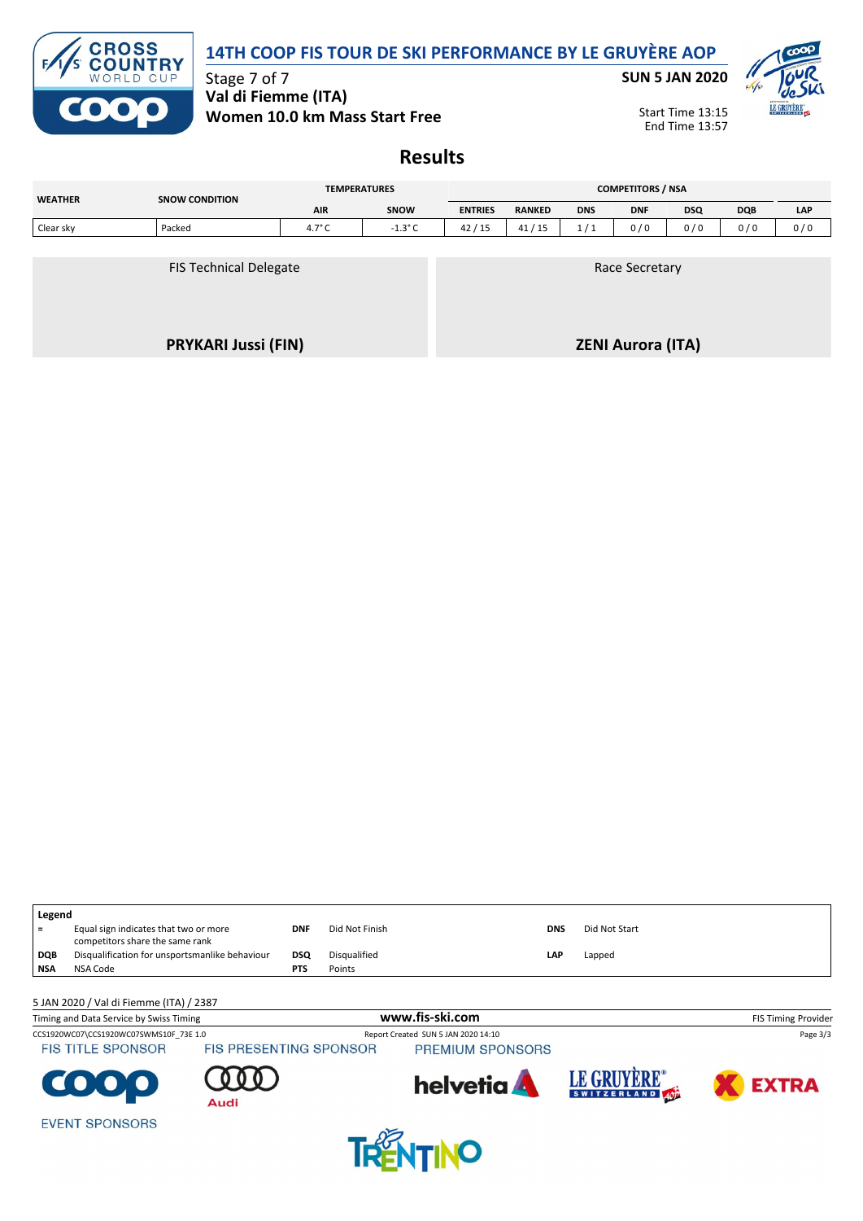# 14TH COOP FIS TOUR DE SKI PERFORMANCE BY LE GRUYÈRE AOP

Stage 7 of 7

**Val di Fiemme (ITA)**

**Women 10.0 km Mass Start Free**

**SUN 5 JAN 2020**

Start Time 13:15
End Time 13:57

## Results

| WEATHER | SNOW CONDITION | TEMPERATURES | | COMPETITORS / NSA | | | | | | |
|---|---|---|---|---|---|---|---|---|---|---|
| | | AIR | SNOW | ENTRIES | RANKED | DNS | DNF | DSQ | DQB | LAP |
| Clear sky | Packed | 4.7° C | -1.3° C | 42 / 15 | 41 / 15 | 1 / 1 | 0 / 0 | 0 / 0 | 0 / 0 | 0 / 0 |

| FIS Technical Delegate | Race Secretary |
|---|---|
| **PRYKARI Jussi (FIN)** | **ZENI Aurora (ITA)** |

**Legend**

| | | | | | |
|---|---|---|---|---|---|
| = | Equal sign indicates that two or more competitors share the same rank | DNF | Did Not Finish | DNS | Did Not Start |
| DQB | Disqualification for unsportsmanlike behaviour | DSQ | Disqualified | LAP | Lapped |
| NSA | NSA Code | PTS | Points | | |

5 JAN 2020 / Val di Fiemme (ITA) / 2387

Timing and Data Service by Swiss Timing — www.fis-ski.com — FIS Timing Provider

CCS1920WC07\CCS1920WC07SWMS10F_73E 1.0 — Report Created SUN 5 JAN 2020 14:10

FIS TITLE SPONSOR — FIS PRESENTING SPONSOR — PREMIUM SPONSORS

EVENT SPONSORS